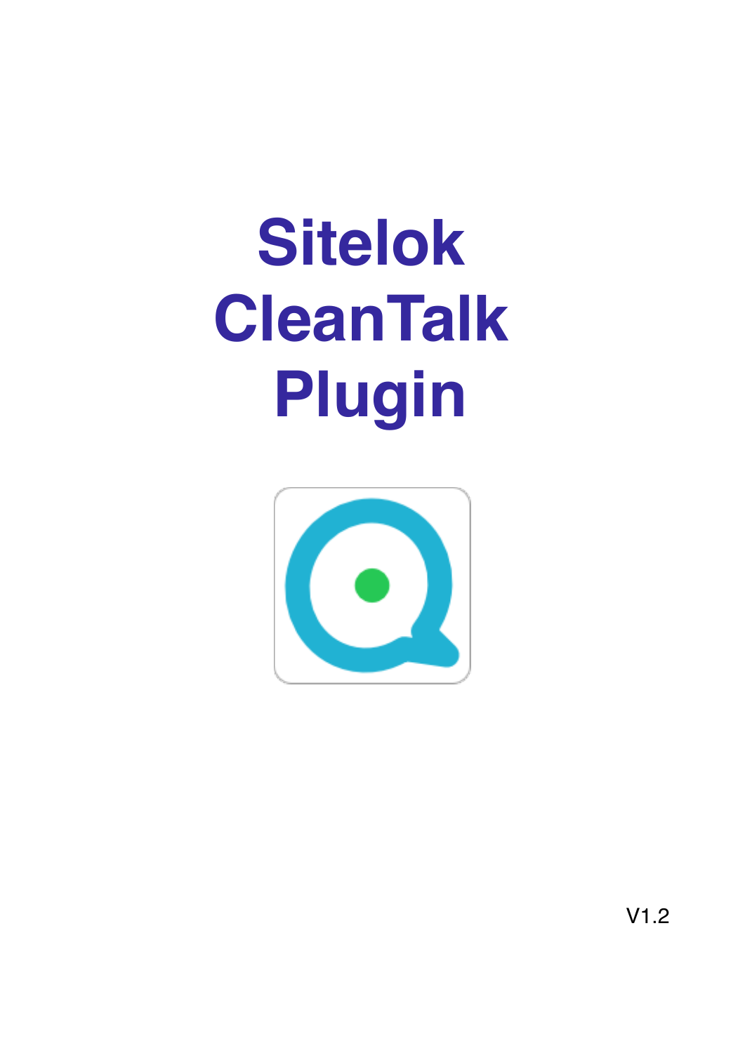# Sitelok CleanTalk Plugin

V1.2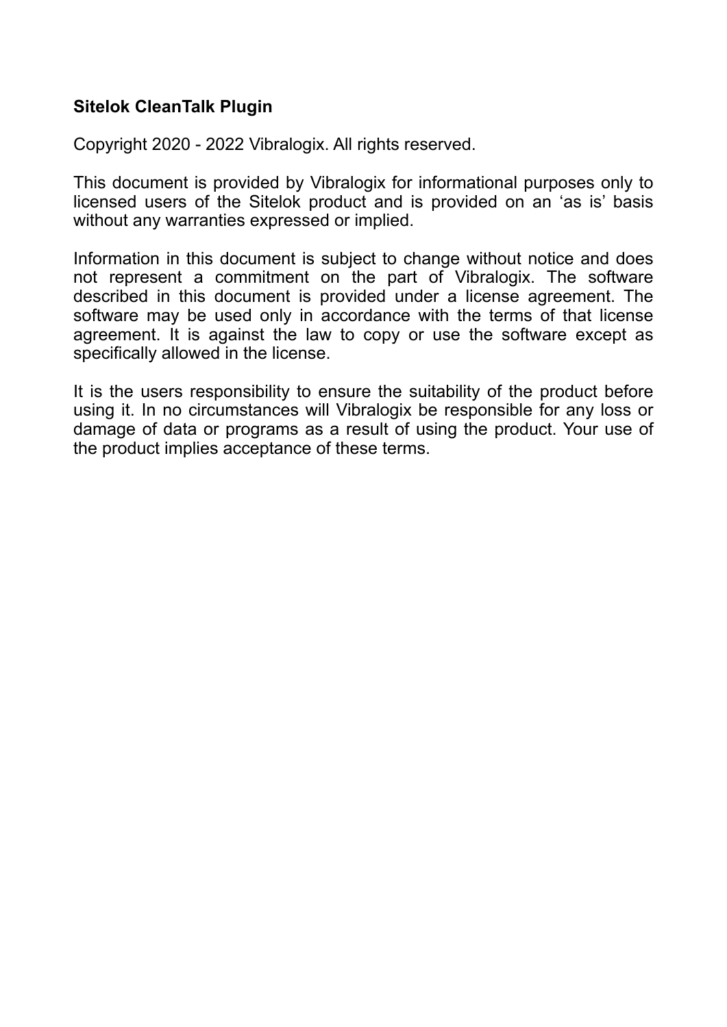**Sitelok CleanTalk Plugin**

Copyright 2020 - 2022 Vibralogix. All rights reserved.

This document is provided by Vibralogix for informational purposes only to licensed users of the Sitelok product and is provided on an ‘as is’ basis without any warranties expressed or implied.

Information in this document is subject to change without notice and does not represent a commitment on the part of Vibralogix. The software described in this document is provided under a license agreement. The software may be used only in accordance with the terms of that license agreement. It is against the law to copy or use the software except as specifically allowed in the license.

It is the users responsibility to ensure the suitability of the product before using it. In no circumstances will Vibralogix be responsible for any loss or damage of data or programs as a result of using the product. Your use of the product implies acceptance of these terms.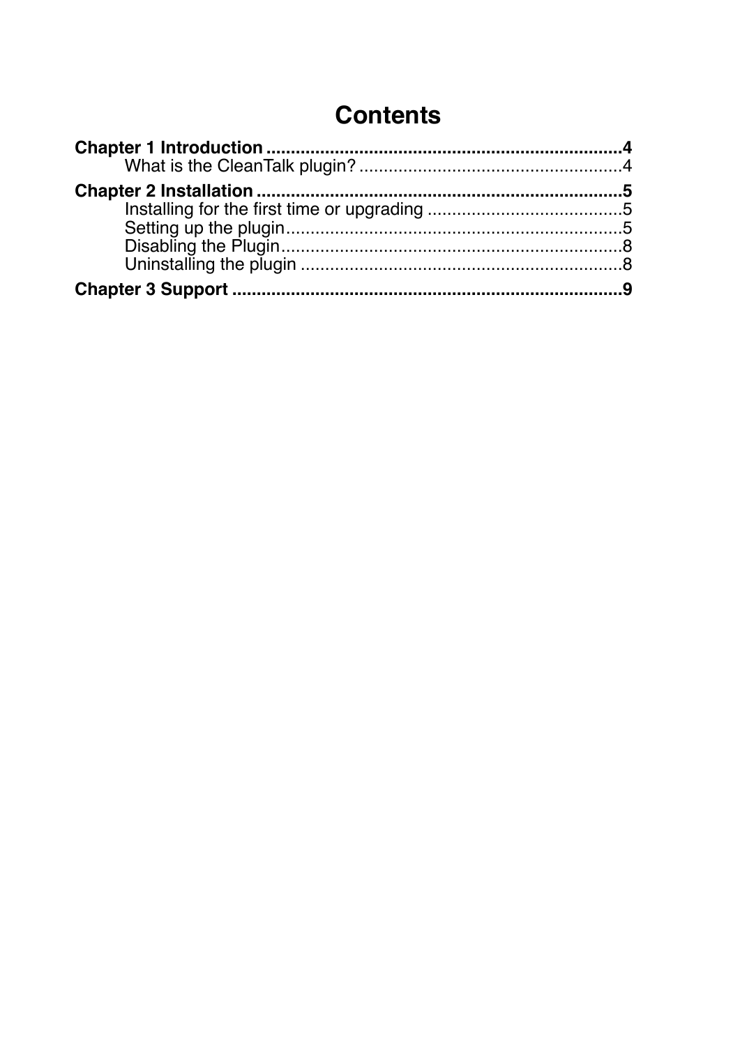# Contents

**Chapter 1 Introduction** .......................................................................... **4**

  What is the CleanTalk plugin? ...................................................... 4

**Chapter 2 Installation** ........................................................................... **5**

  Installing for the first time or upgrading ........................................ 5

  Setting up the plugin..................................................................... 5

  Disabling the Plugin...................................................................... 8

  Uninstalling the plugin .................................................................. 8

**Chapter 3 Support** ................................................................................ **9**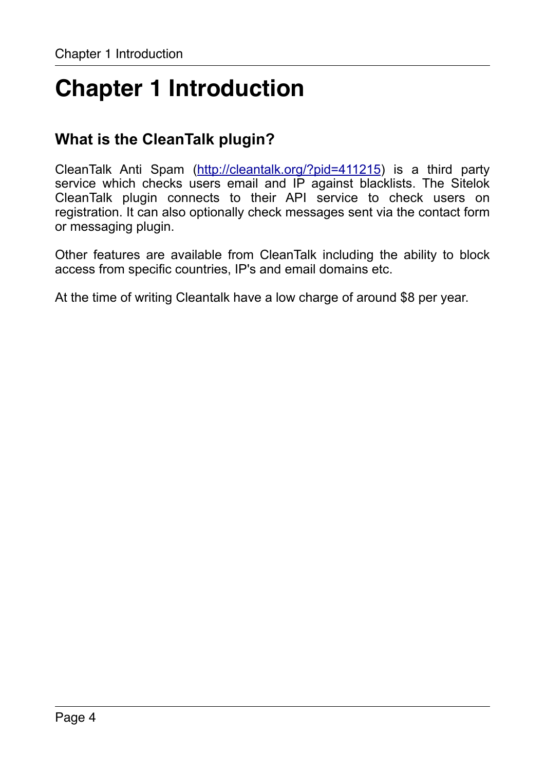# Chapter 1 Introduction

## What is the CleanTalk plugin?

CleanTalk Anti Spam ([http://cleantalk.org/?pid=411215](http://cleantalk.org/?pid=411215)) is a third party service which checks users email and IP against blacklists. The Sitelok CleanTalk plugin connects to their API service to check users on registration. It can also optionally check messages sent via the contact form or messaging plugin.

Other features are available from CleanTalk including the ability to block access from specific countries, IP's and email domains etc.

At the time of writing Cleantalk have a low charge of around $8 per year.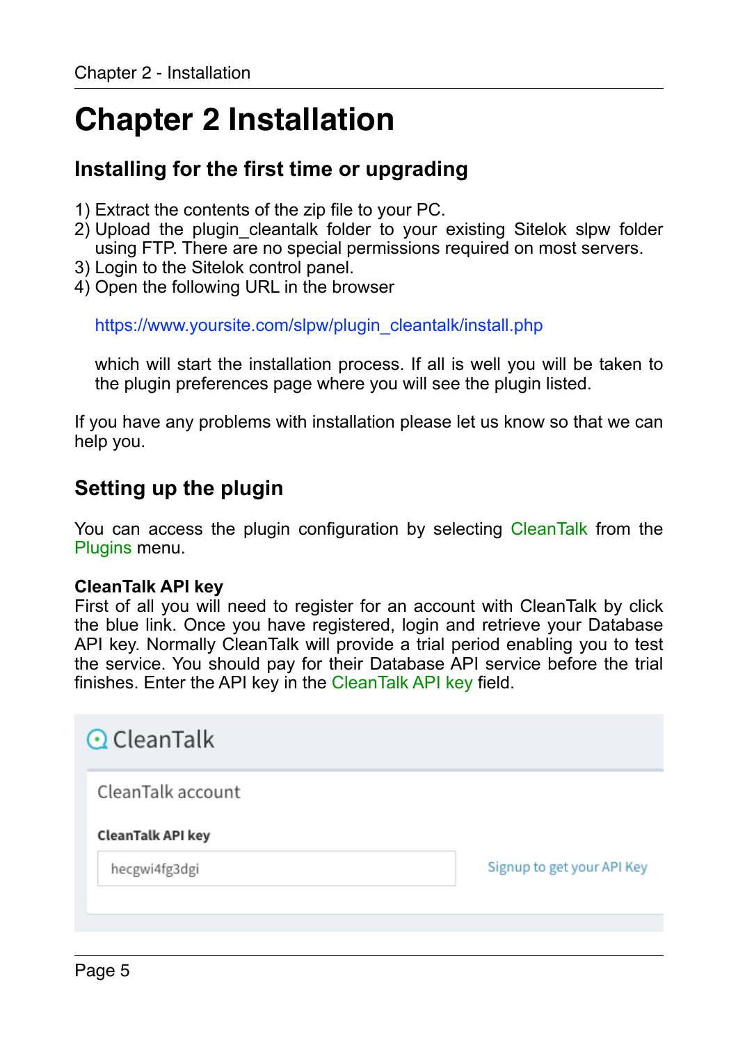# Chapter 2 Installation

## Installing for the first time or upgrading

1) Extract the contents of the zip file to your PC.
2) Upload the plugin_cleantalk folder to your existing Sitelok slpw folder using FTP. There are no special permissions required on most servers.
3) Login to the Sitelok control panel.
4) Open the following URL in the browser

   https://www.yoursite.com/slpw/plugin_cleantalk/install.php

   which will start the installation process. If all is well you will be taken to the plugin preferences page where you will see the plugin listed.

If you have any problems with installation please let us know so that we can help you.

## Setting up the plugin

You can access the plugin configuration by selecting CleanTalk from the Plugins menu.

**CleanTalk API key**

First of all you will need to register for an account with CleanTalk by click the blue link. Once you have registered, login and retrieve your Database API key. Normally CleanTalk will provide a trial period enabling you to test the service. You should pay for their Database API service before the trial finishes. Enter the API key in the CleanTalk API key field.

CleanTalk

CleanTalk account

**CleanTalk API key**

hecgwi4fg3dgi

Signup to get your API Key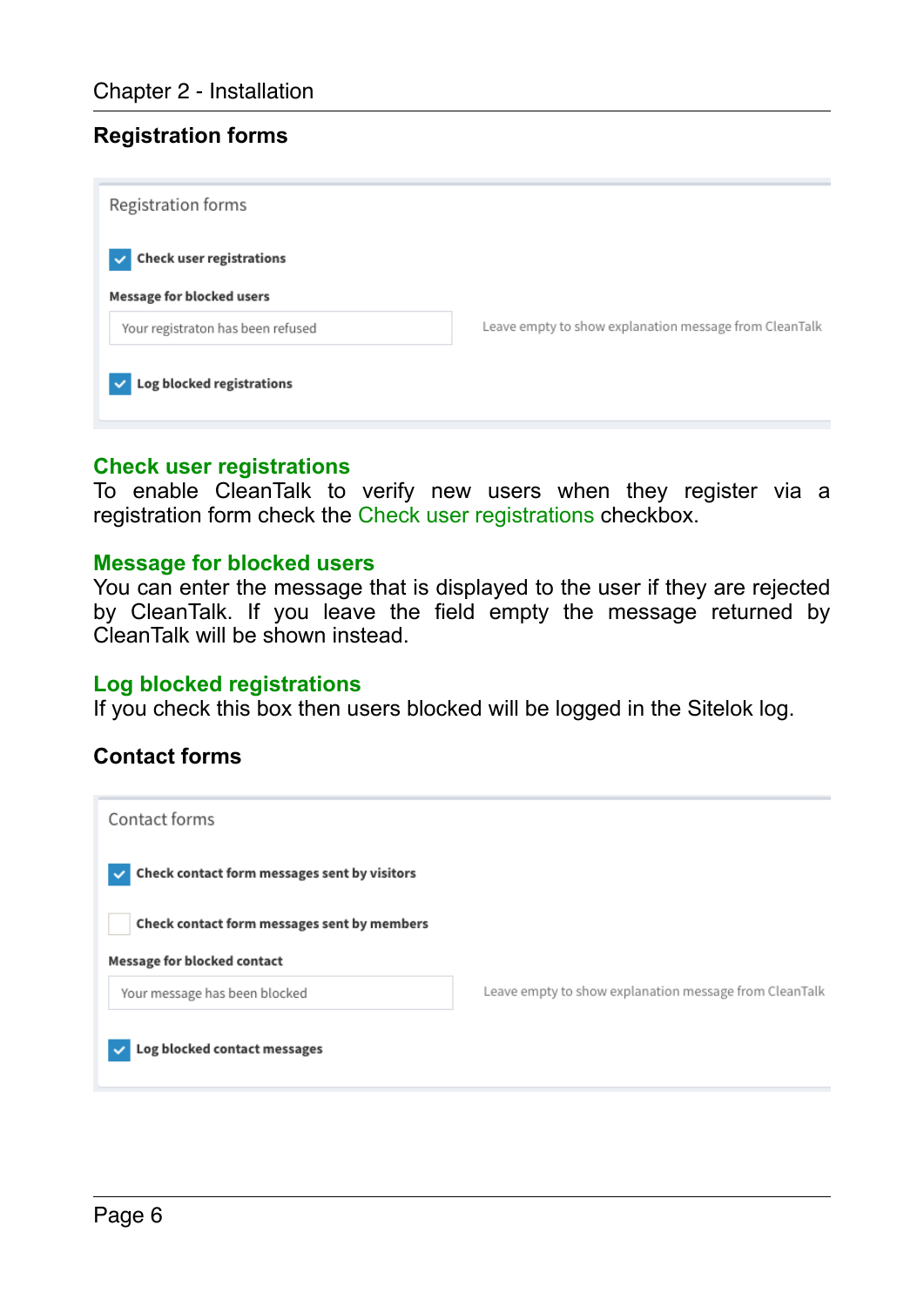## Registration forms

Registration forms

- [x] Check user registrations

Message for blocked users

Your registraton has been refused

Leave empty to show explanation message from CleanTalk

- [x] Log blocked registrations

### Check user registrations

To enable CleanTalk to verify new users when they register via a registration form check the Check user registrations checkbox.

### Message for blocked users

You can enter the message that is displayed to the user if they are rejected by CleanTalk. If you leave the field empty the message returned by CleanTalk will be shown instead.

### Log blocked registrations

If you check this box then users blocked will be logged in the Sitelok log.

## Contact forms

Contact forms

- [x] Check contact form messages sent by visitors
- [ ] Check contact form messages sent by members

Message for blocked contact

Your message has been blocked

Leave empty to show explanation message from CleanTalk

- [x] Log blocked contact messages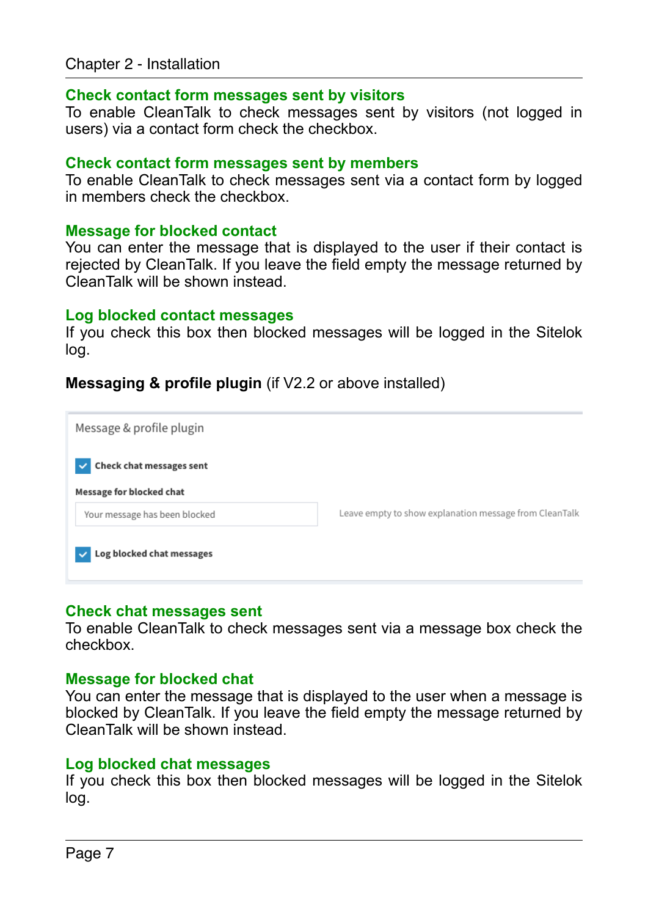### Check contact form messages sent by visitors

To enable CleanTalk to check messages sent by visitors (not logged in users) via a contact form check the checkbox.

### Check contact form messages sent by members

To enable CleanTalk to check messages sent via a contact form by logged in members check the checkbox.

### Message for blocked contact

You can enter the message that is displayed to the user if their contact is rejected by CleanTalk. If you leave the field empty the message returned by CleanTalk will be shown instead.

### Log blocked contact messages

If you check this box then blocked messages will be logged in the Sitelok log.

**Messaging & profile plugin** (if V2.2 or above installed)

Message & profile plugin

- [x] Check chat messages sent

Message for blocked chat

Your message has been blocked — Leave empty to show explanation message from CleanTalk

- [x] Log blocked chat messages

### Check chat messages sent

To enable CleanTalk to check messages sent via a message box check the checkbox.

### Message for blocked chat

You can enter the message that is displayed to the user when a message is blocked by CleanTalk. If you leave the field empty the message returned by CleanTalk will be shown instead.

### Log blocked chat messages

If you check this box then blocked messages will be logged in the Sitelok log.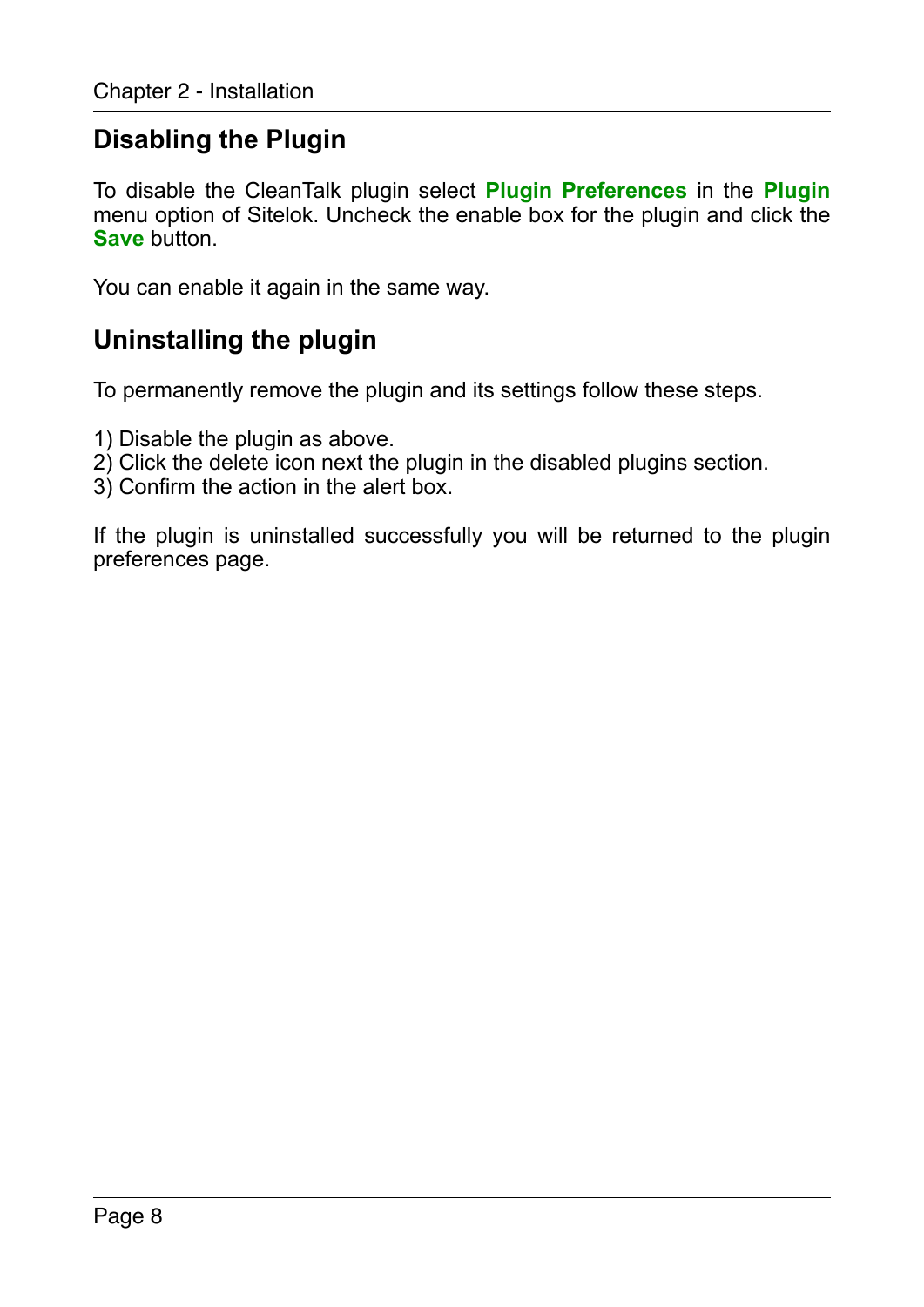## Disabling the Plugin

To disable the CleanTalk plugin select **Plugin Preferences** in the **Plugin** menu option of Sitelok. Uncheck the enable box for the plugin and click the **Save** button.

You can enable it again in the same way.

## Uninstalling the plugin

To permanently remove the plugin and its settings follow these steps.

1) Disable the plugin as above.
2) Click the delete icon next the plugin in the disabled plugins section.
3) Confirm the action in the alert box.

If the plugin is uninstalled successfully you will be returned to the plugin preferences page.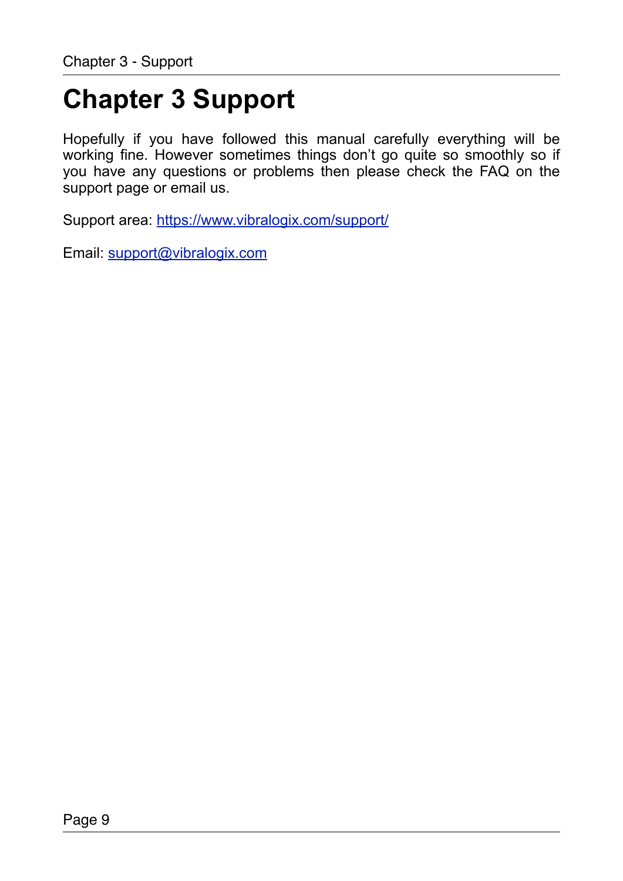# Chapter 3 Support

Hopefully if you have followed this manual carefully everything will be working fine. However sometimes things don't go quite so smoothly so if you have any questions or problems then please check the FAQ on the support page or email us.

Support area: [https://www.vibralogix.com/support/](https://www.vibralogix.com/support/)

Email: [support@vibralogix.com](mailto:support@vibralogix.com)